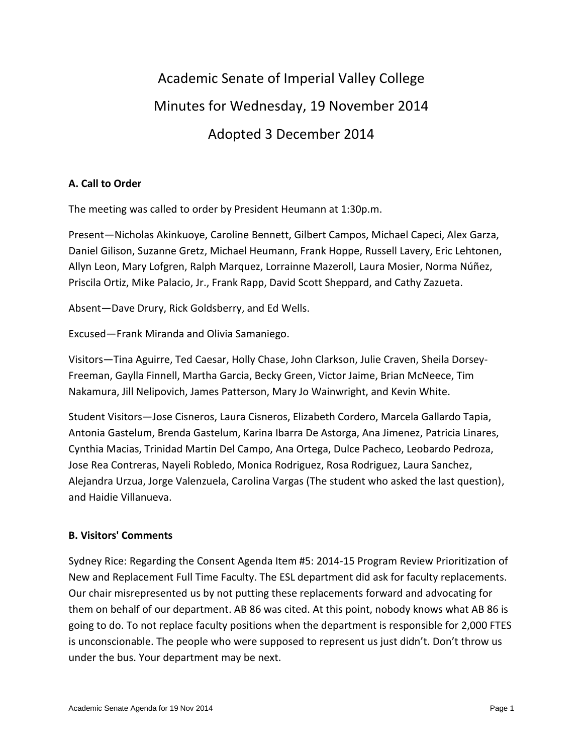# Academic Senate of Imperial Valley College

## Minutes for Wednesday, 19 November 2014

## Adopted 3 December 2014

**A. Call to Order**

The meeting was called to order by President Heumann at 1:30p.m.

Present—Nicholas Akinkuoye, Caroline Bennett, Gilbert Campos, Michael Capeci, Alex Garza, Daniel Gilison, Suzanne Gretz, Michael Heumann, Frank Hoppe, Russell Lavery, Eric Lehtonen, Allyn Leon, Mary Lofgren, Ralph Marquez, Lorrainne Mazeroll, Laura Mosier, Norma Núñez, Priscila Ortiz, Mike Palacio, Jr., Frank Rapp, David Scott Sheppard, and Cathy Zazueta.

Absent—Dave Drury, Rick Goldsberry, and Ed Wells.

Excused—Frank Miranda and Olivia Samaniego.

Visitors—Tina Aguirre, Ted Caesar, Holly Chase, John Clarkson, Julie Craven, Sheila Dorsey-Freeman, Gaylla Finnell, Martha Garcia, Becky Green, Victor Jaime, Brian McNeece, Tim Nakamura, Jill Nelipovich, James Patterson, Mary Jo Wainwright, and Kevin White.

Student Visitors—Jose Cisneros, Laura Cisneros, Elizabeth Cordero, Marcela Gallardo Tapia, Antonia Gastelum, Brenda Gastelum, Karina Ibarra De Astorga, Ana Jimenez, Patricia Linares, Cynthia Macias, Trinidad Martin Del Campo, Ana Ortega, Dulce Pacheco, Leobardo Pedroza, Jose Rea Contreras, Nayeli Robledo, Monica Rodriguez, Rosa Rodriguez, Laura Sanchez, Alejandra Urzua, Jorge Valenzuela, Carolina Vargas (The student who asked the last question), and Haidie Villanueva.

**B. Visitors' Comments**

Sydney Rice: Regarding the Consent Agenda Item #5: 2014-15 Program Review Prioritization of New and Replacement Full Time Faculty. The ESL department did ask for faculty replacements. Our chair misrepresented us by not putting these replacements forward and advocating for them on behalf of our department. AB 86 was cited. At this point, nobody knows what AB 86 is going to do. To not replace faculty positions when the department is responsible for 2,000 FTES is unconscionable. The people who were supposed to represent us just didn't. Don't throw us under the bus. Your department may be next.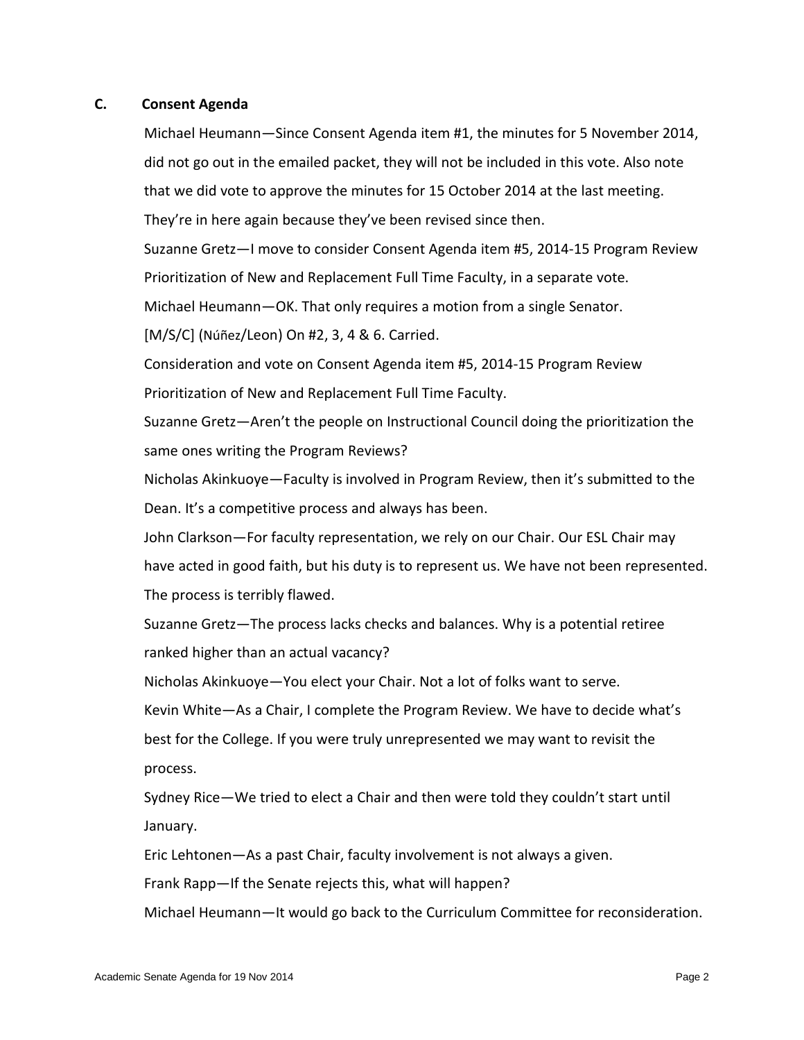## C. Consent Agenda

Michael Heumann—Since Consent Agenda item #1, the minutes for 5 November 2014, did not go out in the emailed packet, they will not be included in this vote. Also note that we did vote to approve the minutes for 15 October 2014 at the last meeting. They're in here again because they've been revised since then.

Suzanne Gretz—I move to consider Consent Agenda item #5, 2014-15 Program Review Prioritization of New and Replacement Full Time Faculty, in a separate vote.

Michael Heumann—OK. That only requires a motion from a single Senator.

[M/S/C] (Núñez/Leon) On #2, 3, 4 & 6. Carried.

Consideration and vote on Consent Agenda item #5, 2014-15 Program Review Prioritization of New and Replacement Full Time Faculty.

Suzanne Gretz—Aren't the people on Instructional Council doing the prioritization the same ones writing the Program Reviews?

Nicholas Akinkuoye—Faculty is involved in Program Review, then it's submitted to the Dean. It's a competitive process and always has been.

John Clarkson—For faculty representation, we rely on our Chair. Our ESL Chair may have acted in good faith, but his duty is to represent us. We have not been represented. The process is terribly flawed.

Suzanne Gretz—The process lacks checks and balances. Why is a potential retiree ranked higher than an actual vacancy?

Nicholas Akinkuoye—You elect your Chair. Not a lot of folks want to serve.

Kevin White—As a Chair, I complete the Program Review. We have to decide what's best for the College. If you were truly unrepresented we may want to revisit the process.

Sydney Rice—We tried to elect a Chair and then were told they couldn't start until January.

Eric Lehtonen—As a past Chair, faculty involvement is not always a given.

Frank Rapp—If the Senate rejects this, what will happen?

Michael Heumann—It would go back to the Curriculum Committee for reconsideration.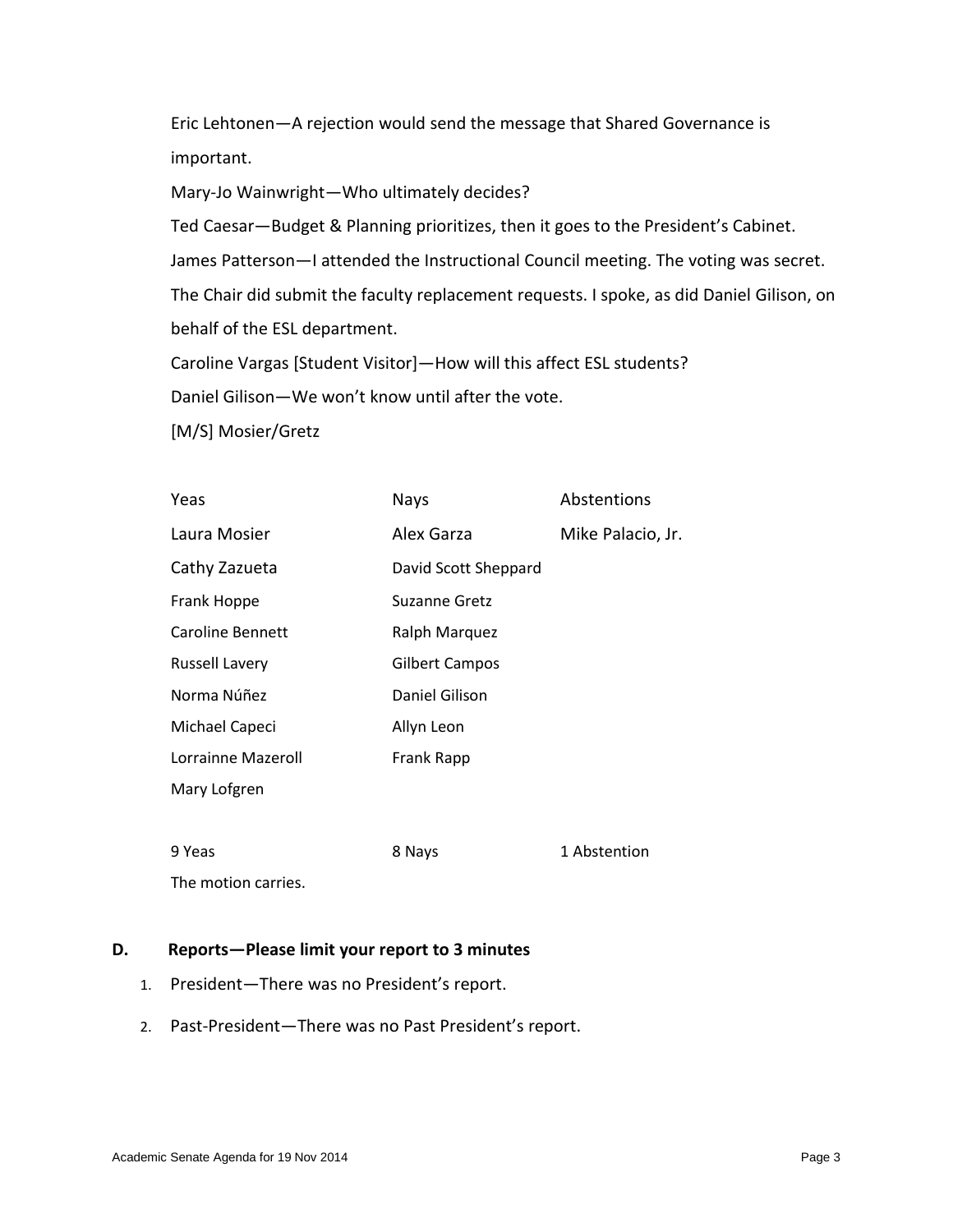Eric Lehtonen—A rejection would send the message that Shared Governance is important.

Mary-Jo Wainwright—Who ultimately decides?

Ted Caesar—Budget & Planning prioritizes, then it goes to the President's Cabinet.

James Patterson—I attended the Instructional Council meeting. The voting was secret. The Chair did submit the faculty replacement requests. I spoke, as did Daniel Gilison, on behalf of the ESL department.

Caroline Vargas [Student Visitor]—How will this affect ESL students?

Daniel Gilison—We won't know until after the vote.

[M/S] Mosier/Gretz

| Yeas | Nays | Abstentions |
|---|---|---|
| Laura Mosier | Alex Garza | Mike Palacio, Jr. |
| Cathy Zazueta | David Scott Sheppard | |
| Frank Hoppe | Suzanne Gretz | |
| Caroline Bennett | Ralph Marquez | |
| Russell Lavery | Gilbert Campos | |
| Norma Núñez | Daniel Gilison | |
| Michael Capeci | Allyn Leon | |
| Lorrainne Mazeroll | Frank Rapp | |
| Mary Lofgren | | |
| | | |
| 9 Yeas | 8 Nays | 1 Abstention |

The motion carries.

## D. Reports—Please limit your report to 3 minutes

1. President—There was no President's report.
2. Past-President—There was no Past President's report.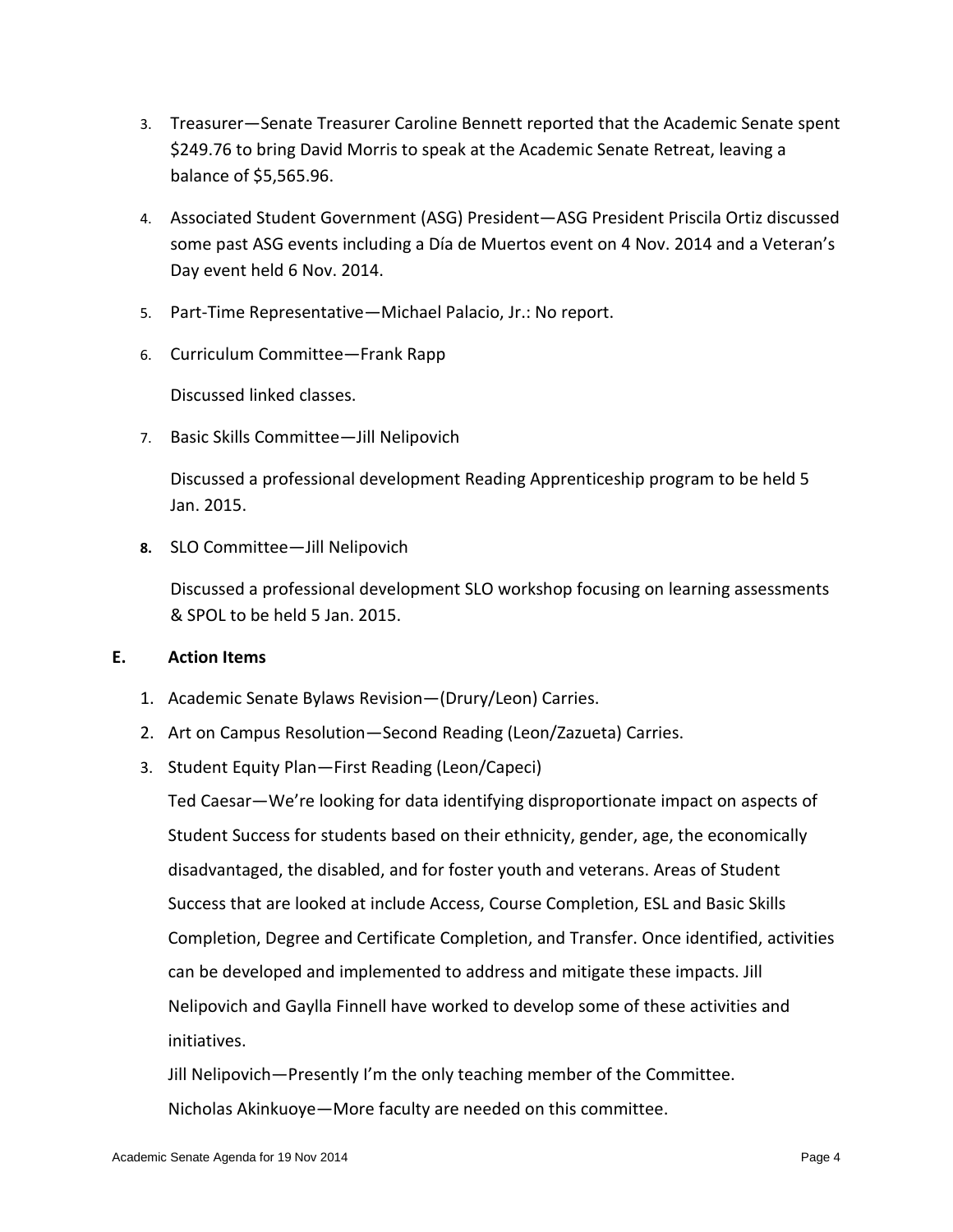3. Treasurer—Senate Treasurer Caroline Bennett reported that the Academic Senate spent $249.76 to bring David Morris to speak at the Academic Senate Retreat, leaving a balance of $5,565.96.
4. Associated Student Government (ASG) President—ASG President Priscila Ortiz discussed some past ASG events including a Día de Muertos event on 4 Nov. 2014 and a Veteran's Day event held 6 Nov. 2014.
5. Part-Time Representative—Michael Palacio, Jr.: No report.
6. Curriculum Committee—Frank Rapp

   Discussed linked classes.
7. Basic Skills Committee—Jill Nelipovich

   Discussed a professional development Reading Apprenticeship program to be held 5 Jan. 2015.
8. SLO Committee—Jill Nelipovich

   Discussed a professional development SLO workshop focusing on learning assessments & SPOL to be held 5 Jan. 2015.

**E. Action Items**

1. Academic Senate Bylaws Revision—(Drury/Leon) Carries.
2. Art on Campus Resolution—Second Reading (Leon/Zazueta) Carries.
3. Student Equity Plan—First Reading (Leon/Capeci)

   Ted Caesar—We're looking for data identifying disproportionate impact on aspects of Student Success for students based on their ethnicity, gender, age, the economically disadvantaged, the disabled, and for foster youth and veterans. Areas of Student Success that are looked at include Access, Course Completion, ESL and Basic Skills Completion, Degree and Certificate Completion, and Transfer. Once identified, activities can be developed and implemented to address and mitigate these impacts. Jill Nelipovich and Gaylla Finnell have worked to develop some of these activities and initiatives.

   Jill Nelipovich—Presently I'm the only teaching member of the Committee.

   Nicholas Akinkuoye—More faculty are needed on this committee.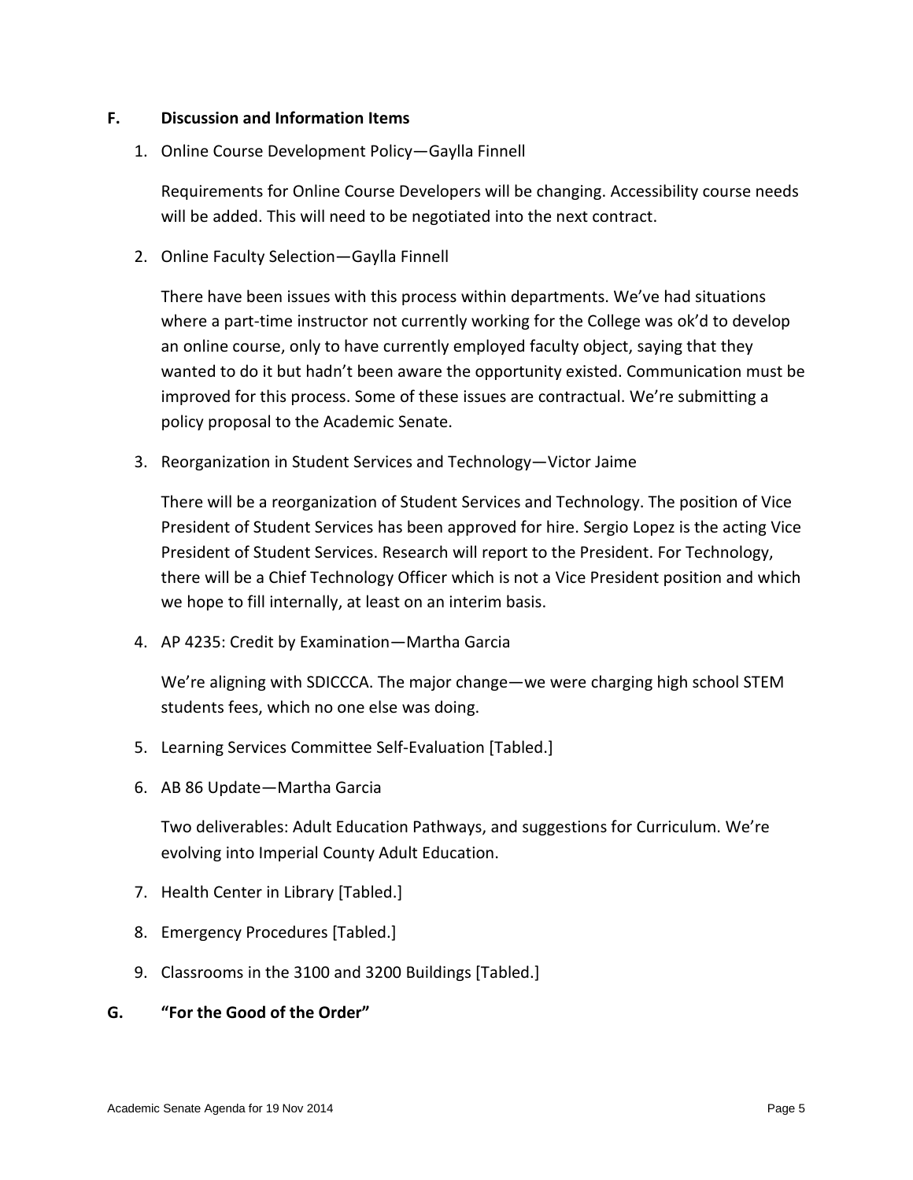## F. Discussion and Information Items

1. Online Course Development Policy—Gaylla Finnell

   Requirements for Online Course Developers will be changing. Accessibility course needs will be added. This will need to be negotiated into the next contract.

2. Online Faculty Selection—Gaylla Finnell

   There have been issues with this process within departments. We've had situations where a part-time instructor not currently working for the College was ok'd to develop an online course, only to have currently employed faculty object, saying that they wanted to do it but hadn't been aware the opportunity existed. Communication must be improved for this process. Some of these issues are contractual. We're submitting a policy proposal to the Academic Senate.

3. Reorganization in Student Services and Technology—Victor Jaime

   There will be a reorganization of Student Services and Technology. The position of Vice President of Student Services has been approved for hire. Sergio Lopez is the acting Vice President of Student Services. Research will report to the President. For Technology, there will be a Chief Technology Officer which is not a Vice President position and which we hope to fill internally, at least on an interim basis.

4. AP 4235: Credit by Examination—Martha Garcia

   We're aligning with SDICCCA. The major change—we were charging high school STEM students fees, which no one else was doing.

5. Learning Services Committee Self-Evaluation [Tabled.]

6. AB 86 Update—Martha Garcia

   Two deliverables: Adult Education Pathways, and suggestions for Curriculum. We're evolving into Imperial County Adult Education.

7. Health Center in Library [Tabled.]

8. Emergency Procedures [Tabled.]

9. Classrooms in the 3100 and 3200 Buildings [Tabled.]

## G. "For the Good of the Order"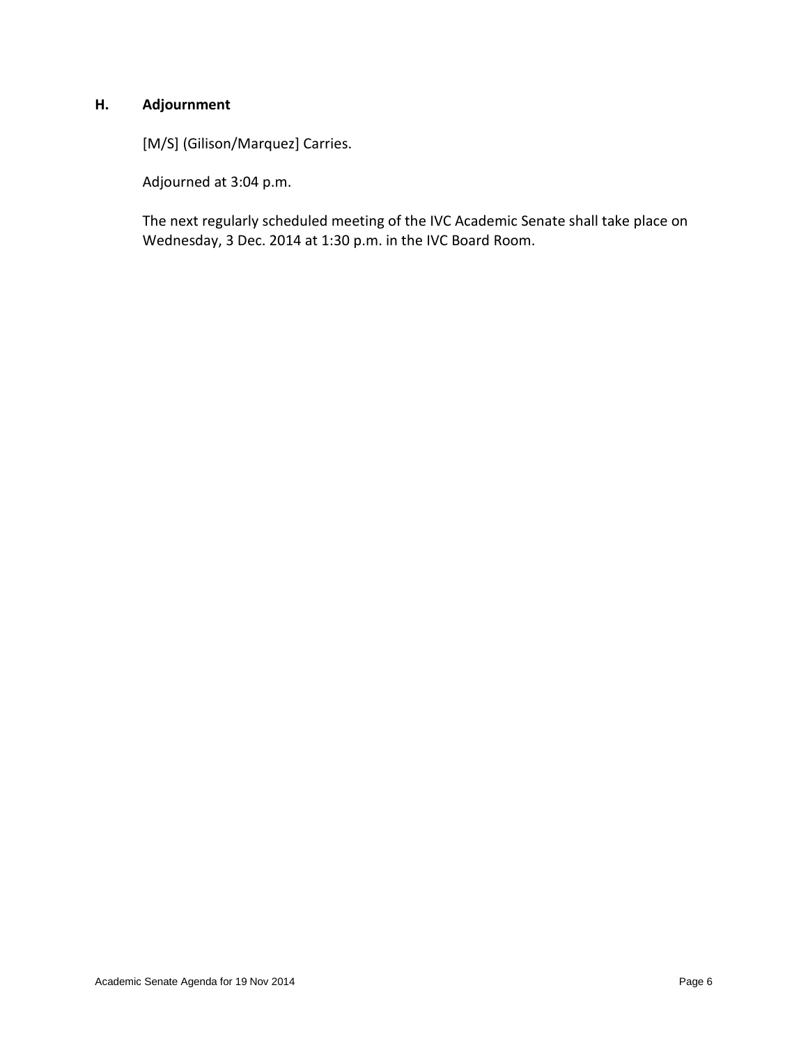## H. Adjournment

[M/S] (Gilison/Marquez] Carries.

Adjourned at 3:04 p.m.

The next regularly scheduled meeting of the IVC Academic Senate shall take place on Wednesday, 3 Dec. 2014 at 1:30 p.m. in the IVC Board Room.